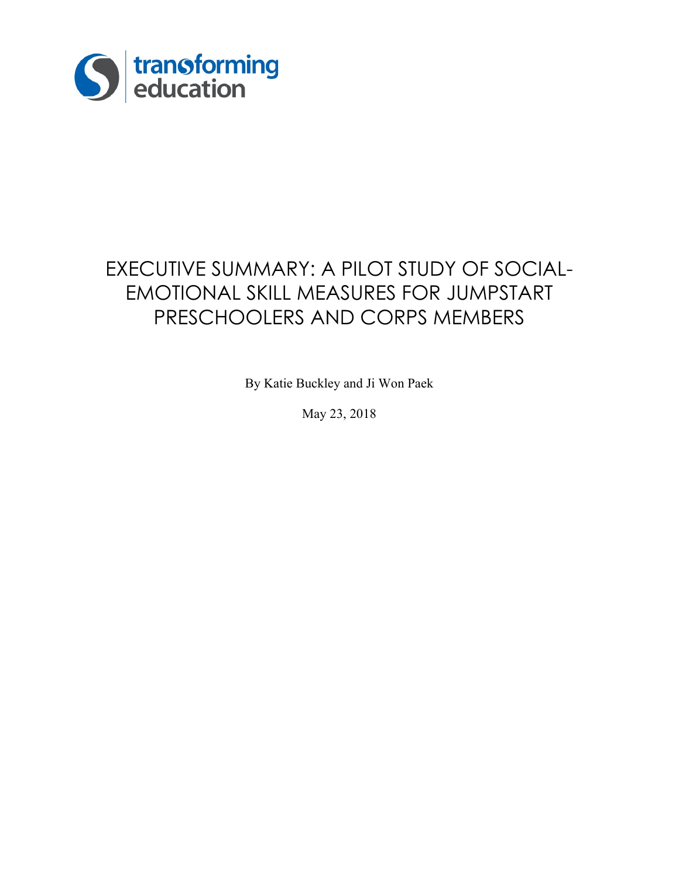transforming education

# EXECUTIVE SUMMARY: A PILOT STUDY OF SOCIAL-EMOTIONAL SKILL MEASURES FOR JUMPSTART PRESCHOOLERS AND CORPS MEMBERS

By Katie Buckley and Ji Won Paek

May 23, 2018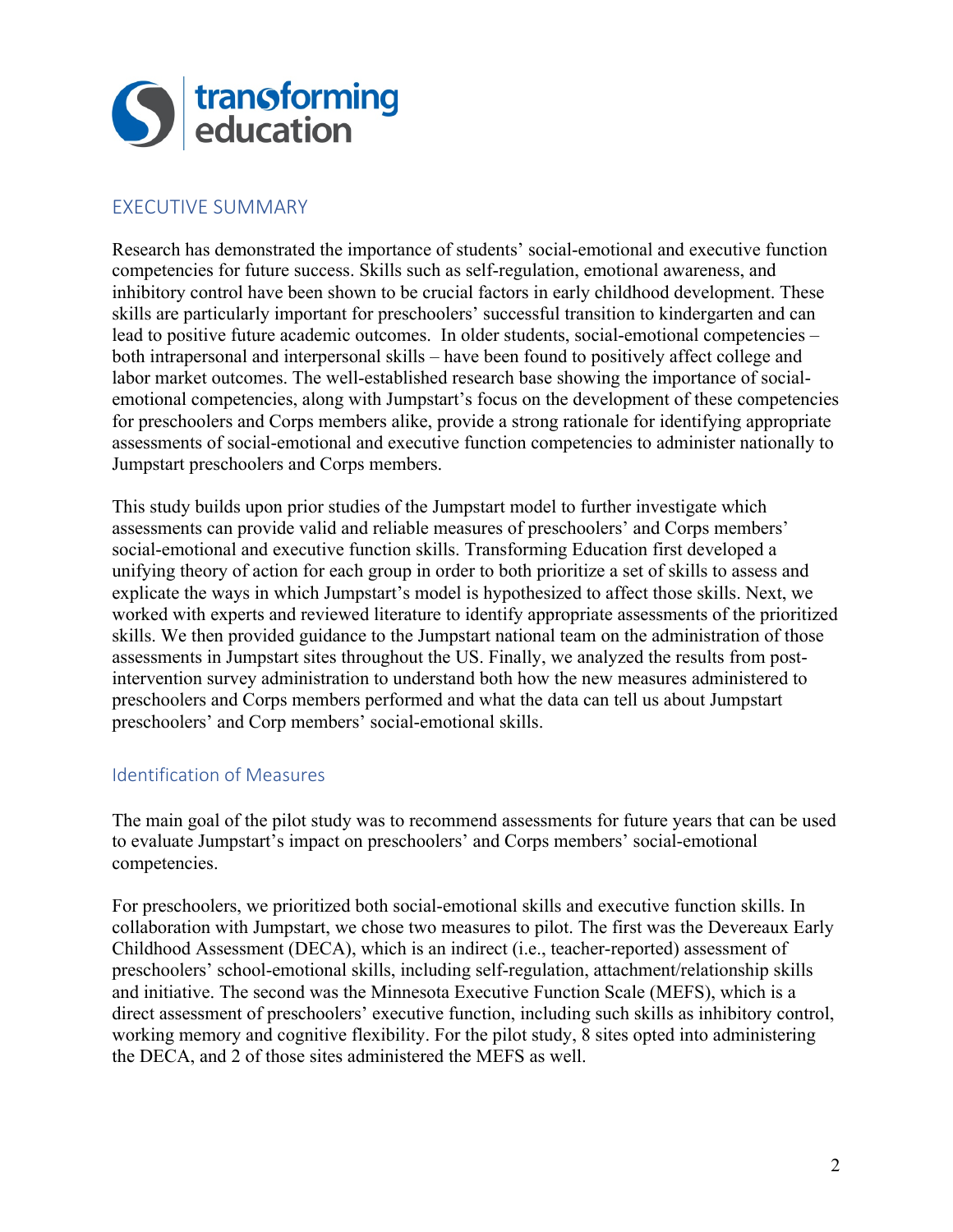## EXECUTIVE SUMMARY

Research has demonstrated the importance of students' social-emotional and executive function competencies for future success. Skills such as self-regulation, emotional awareness, and inhibitory control have been shown to be crucial factors in early childhood development. These skills are particularly important for preschoolers' successful transition to kindergarten and can lead to positive future academic outcomes. In older students, social-emotional competencies – both intrapersonal and interpersonal skills – have been found to positively affect college and labor market outcomes. The well-established research base showing the importance of social-emotional competencies, along with Jumpstart's focus on the development of these competencies for preschoolers and Corps members alike, provide a strong rationale for identifying appropriate assessments of social-emotional and executive function competencies to administer nationally to Jumpstart preschoolers and Corps members.

This study builds upon prior studies of the Jumpstart model to further investigate which assessments can provide valid and reliable measures of preschoolers' and Corps members' social-emotional and executive function skills. Transforming Education first developed a unifying theory of action for each group in order to both prioritize a set of skills to assess and explicate the ways in which Jumpstart's model is hypothesized to affect those skills. Next, we worked with experts and reviewed literature to identify appropriate assessments of the prioritized skills. We then provided guidance to the Jumpstart national team on the administration of those assessments in Jumpstart sites throughout the US. Finally, we analyzed the results from post-intervention survey administration to understand both how the new measures administered to preschoolers and Corps members performed and what the data can tell us about Jumpstart preschoolers' and Corp members' social-emotional skills.

### Identification of Measures

The main goal of the pilot study was to recommend assessments for future years that can be used to evaluate Jumpstart's impact on preschoolers' and Corps members' social-emotional competencies.

For preschoolers, we prioritized both social-emotional skills and executive function skills. In collaboration with Jumpstart, we chose two measures to pilot. The first was the Devereaux Early Childhood Assessment (DECA), which is an indirect (i.e., teacher-reported) assessment of preschoolers' school-emotional skills, including self-regulation, attachment/relationship skills and initiative. The second was the Minnesota Executive Function Scale (MEFS), which is a direct assessment of preschoolers' executive function, including such skills as inhibitory control, working memory and cognitive flexibility. For the pilot study, 8 sites opted into administering the DECA, and 2 of those sites administered the MEFS as well.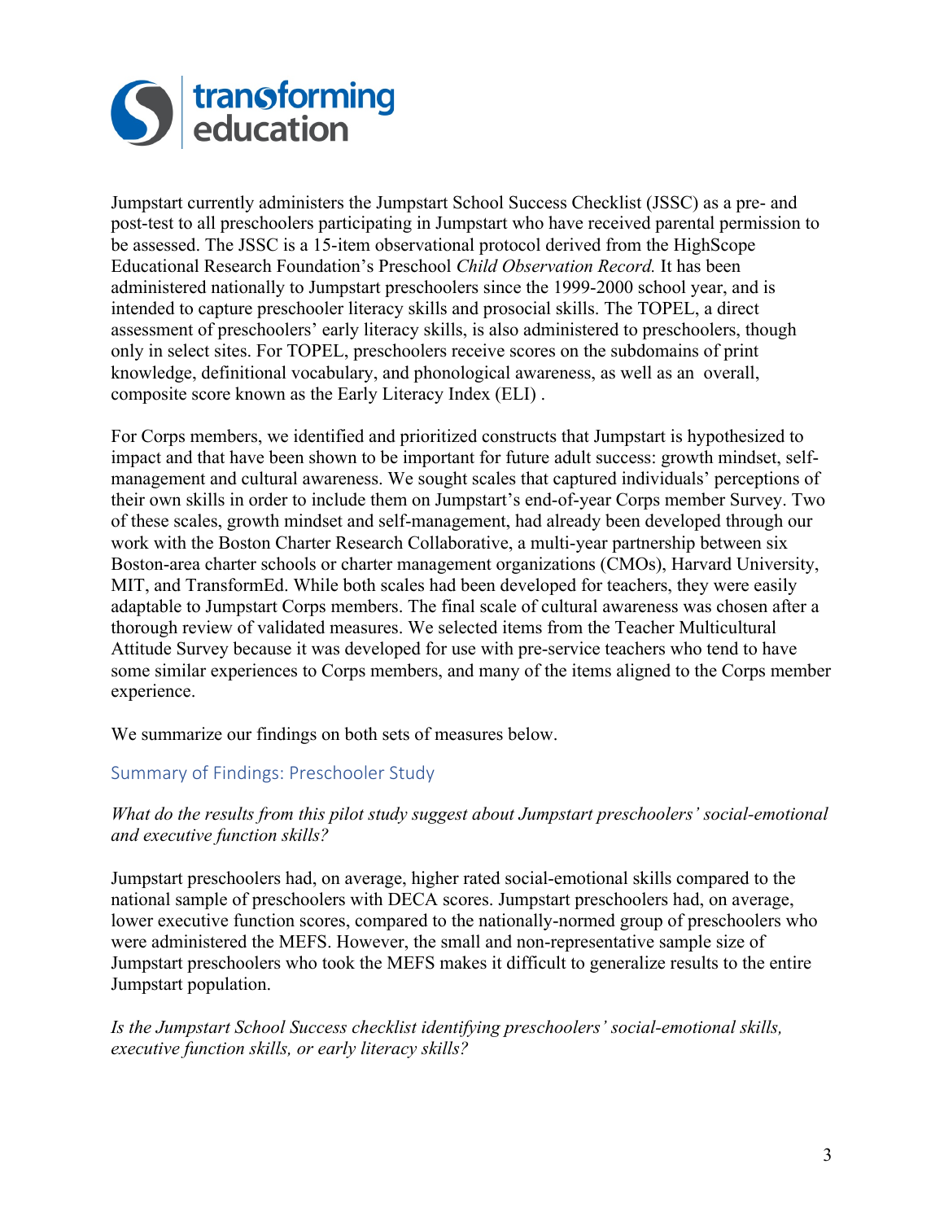Jumpstart currently administers the Jumpstart School Success Checklist (JSSC) as a pre- and post-test to all preschoolers participating in Jumpstart who have received parental permission to be assessed. The JSSC is a 15-item observational protocol derived from the HighScope Educational Research Foundation's Preschool *Child Observation Record.* It has been administered nationally to Jumpstart preschoolers since the 1999-2000 school year, and is intended to capture preschooler literacy skills and prosocial skills. The TOPEL, a direct assessment of preschoolers' early literacy skills, is also administered to preschoolers, though only in select sites. For TOPEL, preschoolers receive scores on the subdomains of print knowledge, definitional vocabulary, and phonological awareness, as well as an overall, composite score known as the Early Literacy Index (ELI) .

For Corps members, we identified and prioritized constructs that Jumpstart is hypothesized to impact and that have been shown to be important for future adult success: growth mindset, self-management and cultural awareness. We sought scales that captured individuals' perceptions of their own skills in order to include them on Jumpstart's end-of-year Corps member Survey. Two of these scales, growth mindset and self-management, had already been developed through our work with the Boston Charter Research Collaborative, a multi-year partnership between six Boston-area charter schools or charter management organizations (CMOs), Harvard University, MIT, and TransformEd. While both scales had been developed for teachers, they were easily adaptable to Jumpstart Corps members. The final scale of cultural awareness was chosen after a thorough review of validated measures. We selected items from the Teacher Multicultural Attitude Survey because it was developed for use with pre-service teachers who tend to have some similar experiences to Corps members, and many of the items aligned to the Corps member experience.

We summarize our findings on both sets of measures below.

## Summary of Findings: Preschooler Study

*What do the results from this pilot study suggest about Jumpstart preschoolers' social-emotional and executive function skills?*

Jumpstart preschoolers had, on average, higher rated social-emotional skills compared to the national sample of preschoolers with DECA scores. Jumpstart preschoolers had, on average, lower executive function scores, compared to the nationally-normed group of preschoolers who were administered the MEFS. However, the small and non-representative sample size of Jumpstart preschoolers who took the MEFS makes it difficult to generalize results to the entire Jumpstart population.

*Is the Jumpstart School Success checklist identifying preschoolers' social-emotional skills, executive function skills, or early literacy skills?*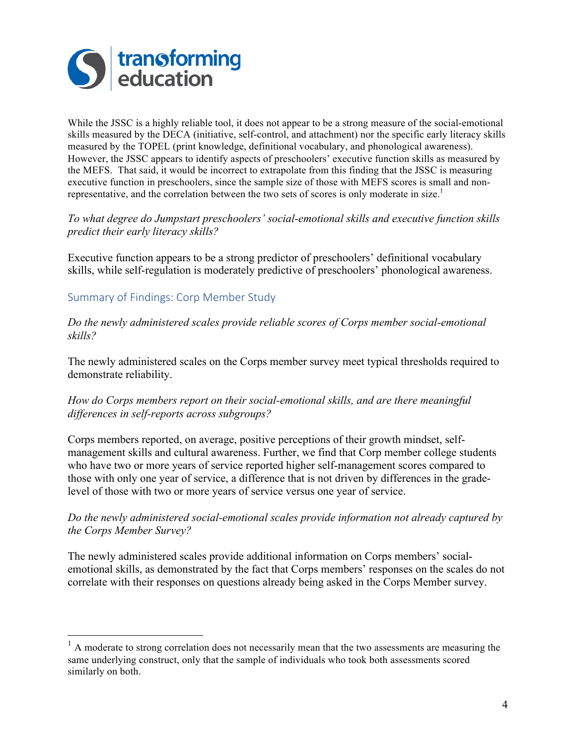While the JSSC is a highly reliable tool, it does not appear to be a strong measure of the social-emotional skills measured by the DECA (initiative, self-control, and attachment) nor the specific early literacy skills measured by the TOPEL (print knowledge, definitional vocabulary, and phonological awareness). However, the JSSC appears to identify aspects of preschoolers' executive function skills as measured by the MEFS. That said, it would be incorrect to extrapolate from this finding that the JSSC is measuring executive function in preschoolers, since the sample size of those with MEFS scores is small and non-representative, and the correlation between the two sets of scores is only moderate in size.[1]

*To what degree do Jumpstart preschoolers' social-emotional skills and executive function skills predict their early literacy skills?*

Executive function appears to be a strong predictor of preschoolers' definitional vocabulary skills, while self-regulation is moderately predictive of preschoolers' phonological awareness.

## Summary of Findings: Corp Member Study

*Do the newly administered scales provide reliable scores of Corps member social-emotional skills?*

The newly administered scales on the Corps member survey meet typical thresholds required to demonstrate reliability.

*How do Corps members report on their social-emotional skills, and are there meaningful differences in self-reports across subgroups?*

Corps members reported, on average, positive perceptions of their growth mindset, self-management skills and cultural awareness. Further, we find that Corp member college students who have two or more years of service reported higher self-management scores compared to those with only one year of service, a difference that is not driven by differences in the grade-level of those with two or more years of service versus one year of service.

*Do the newly administered social-emotional scales provide information not already captured by the Corps Member Survey?*

The newly administered scales provide additional information on Corps members' social-emotional skills, as demonstrated by the fact that Corps members' responses on the scales do not correlate with their responses on questions already being asked in the Corps Member survey.

---

[1] A moderate to strong correlation does not necessarily mean that the two assessments are measuring the same underlying construct, only that the sample of individuals who took both assessments scored similarly on both.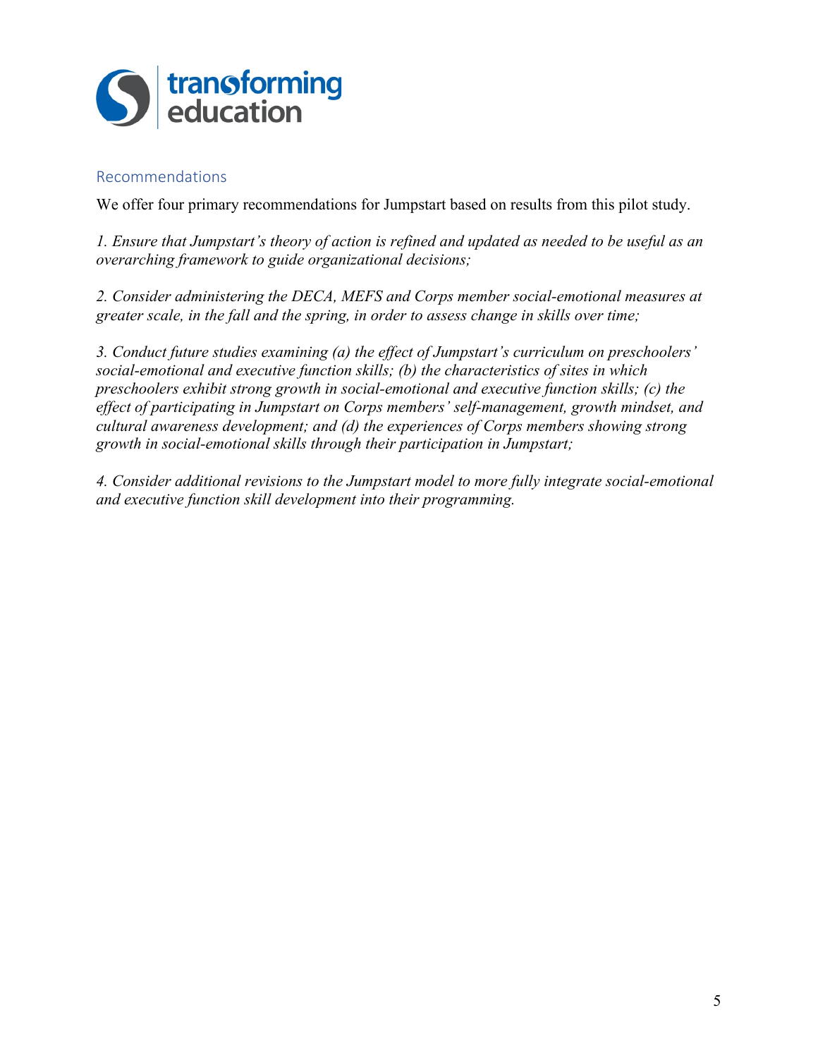## Recommendations

We offer four primary recommendations for Jumpstart based on results from this pilot study.

*1. Ensure that Jumpstart's theory of action is refined and updated as needed to be useful as an overarching framework to guide organizational decisions;*

*2. Consider administering the DECA, MEFS and Corps member social-emotional measures at greater scale, in the fall and the spring, in order to assess change in skills over time;*

*3. Conduct future studies examining (a) the effect of Jumpstart's curriculum on preschoolers' social-emotional and executive function skills; (b) the characteristics of sites in which preschoolers exhibit strong growth in social-emotional and executive function skills; (c) the effect of participating in Jumpstart on Corps members' self-management, growth mindset, and cultural awareness development; and (d) the experiences of Corps members showing strong growth in social-emotional skills through their participation in Jumpstart;*

*4. Consider additional revisions to the Jumpstart model to more fully integrate social-emotional and executive function skill development into their programming.*